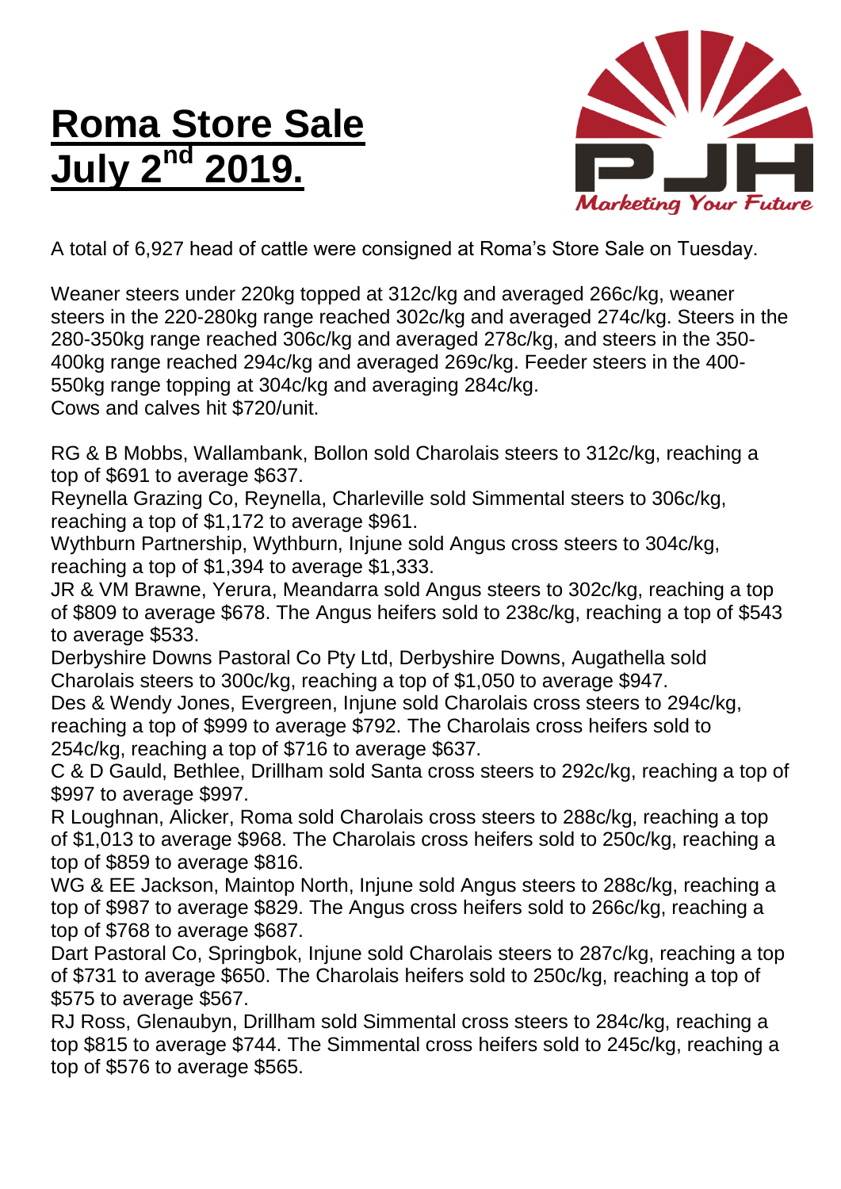# Roma Store Sale July 2nd 2019.

A total of 6,927 head of cattle were consigned at Roma's Store Sale on Tuesday.

Weaner steers under 220kg topped at 312c/kg and averaged 266c/kg, weaner steers in the 220-280kg range reached 302c/kg and averaged 274c/kg. Steers in the 280-350kg range reached 306c/kg and averaged 278c/kg, and steers in the 350-400kg range reached 294c/kg and averaged 269c/kg. Feeder steers in the 400-550kg range topping at 304c/kg and averaging 284c/kg.
Cows and calves hit $720/unit.

RG & B Mobbs, Wallambank, Bollon sold Charolais steers to 312c/kg, reaching a top of $691 to average $637.
Reynella Grazing Co, Reynella, Charleville sold Simmental steers to 306c/kg, reaching a top of $1,172 to average $961.
Wythburn Partnership, Wythburn, Injune sold Angus cross steers to 304c/kg, reaching a top of $1,394 to average $1,333.
JR & VM Brawne, Yerura, Meandarra sold Angus steers to 302c/kg, reaching a top of $809 to average $678. The Angus heifers sold to 238c/kg, reaching a top of $543 to average $533.
Derbyshire Downs Pastoral Co Pty Ltd, Derbyshire Downs, Augathella sold Charolais steers to 300c/kg, reaching a top of $1,050 to average $947.
Des & Wendy Jones, Evergreen, Injune sold Charolais cross steers to 294c/kg, reaching a top of $999 to average $792. The Charolais cross heifers sold to 254c/kg, reaching a top of $716 to average $637.
C & D Gauld, Bethlee, Drillham sold Santa cross steers to 292c/kg, reaching a top of $997 to average $997.
R Loughnan, Alicker, Roma sold Charolais cross steers to 288c/kg, reaching a top of $1,013 to average $968. The Charolais cross heifers sold to 250c/kg, reaching a top of $859 to average $816.
WG & EE Jackson, Maintop North, Injune sold Angus steers to 288c/kg, reaching a top of $987 to average $829. The Angus cross heifers sold to 266c/kg, reaching a top of $768 to average $687.
Dart Pastoral Co, Springbok, Injune sold Charolais steers to 287c/kg, reaching a top of $731 to average $650. The Charolais heifers sold to 250c/kg, reaching a top of $575 to average $567.
RJ Ross, Glenaubyn, Drillham sold Simmental cross steers to 284c/kg, reaching a top $815 to average $744. The Simmental cross heifers sold to 245c/kg, reaching a top of $576 to average $565.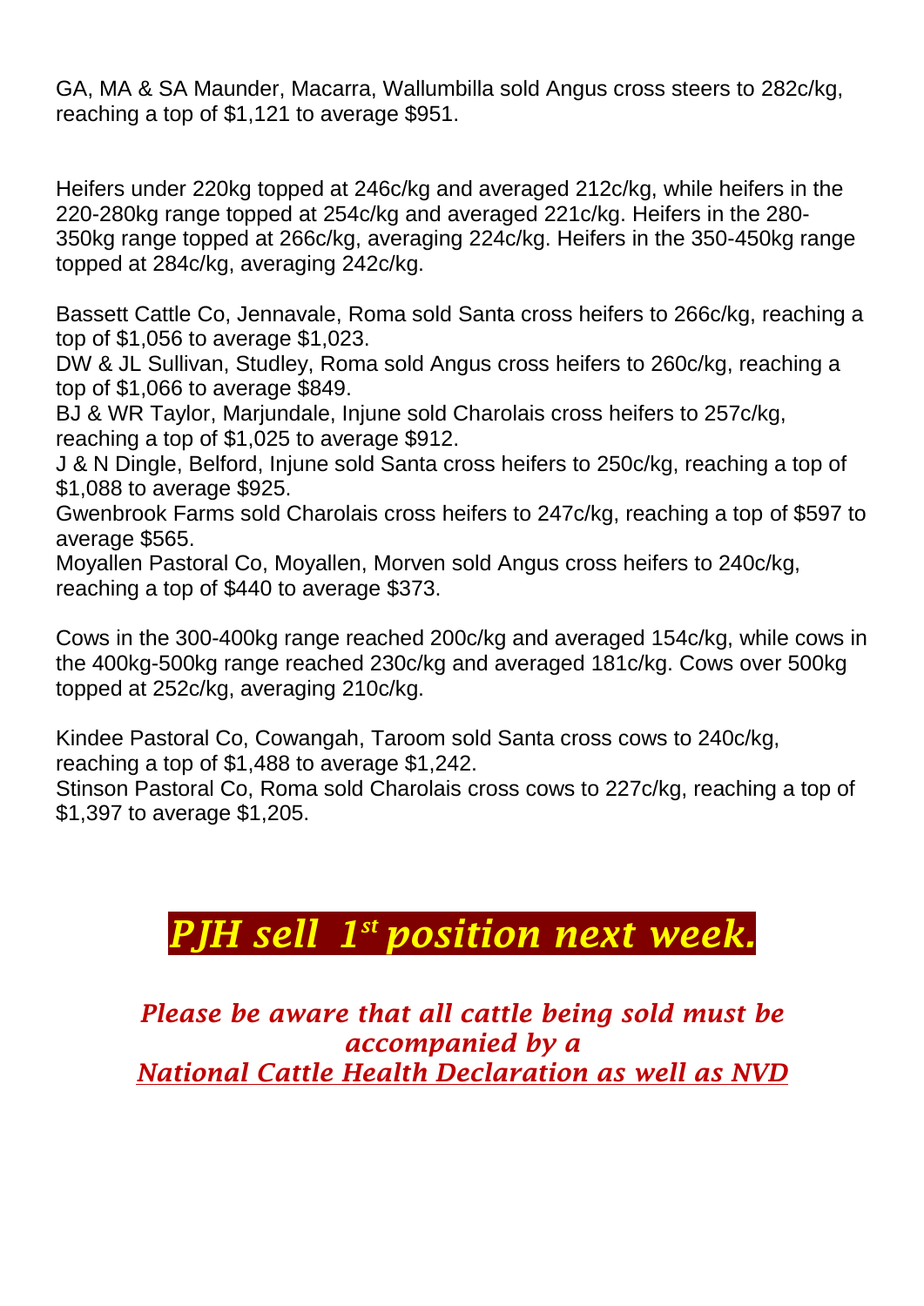GA, MA & SA Maunder, Macarra, Wallumbilla sold Angus cross steers to 282c/kg, reaching a top of $1,121 to average $951.

Heifers under 220kg topped at 246c/kg and averaged 212c/kg, while heifers in the 220-280kg range topped at 254c/kg and averaged 221c/kg. Heifers in the 280-350kg range topped at 266c/kg, averaging 224c/kg. Heifers in the 350-450kg range topped at 284c/kg, averaging 242c/kg.

Bassett Cattle Co, Jennavale, Roma sold Santa cross heifers to 266c/kg, reaching a top of $1,056 to average $1,023.
DW & JL Sullivan, Studley, Roma sold Angus cross heifers to 260c/kg, reaching a top of $1,066 to average $849.
BJ & WR Taylor, Marjundale, Injune sold Charolais cross heifers to 257c/kg, reaching a top of $1,025 to average $912.
J & N Dingle, Belford, Injune sold Santa cross heifers to 250c/kg, reaching a top of $1,088 to average $925.
Gwenbrook Farms sold Charolais cross heifers to 247c/kg, reaching a top of $597 to average $565.
Moyallen Pastoral Co, Moyallen, Morven sold Angus cross heifers to 240c/kg, reaching a top of $440 to average $373.

Cows in the 300-400kg range reached 200c/kg and averaged 154c/kg, while cows in the 400kg-500kg range reached 230c/kg and averaged 181c/kg. Cows over 500kg topped at 252c/kg, averaging 210c/kg.

Kindee Pastoral Co, Cowangah, Taroom sold Santa cross cows to 240c/kg, reaching a top of $1,488 to average $1,242.
Stinson Pastoral Co, Roma sold Charolais cross cows to 227c/kg, reaching a top of $1,397 to average $1,205.

# *PJH sell 1st position next week.*

***Please be aware that all cattle being sold must be accompanied by a National Cattle Health Declaration as well as NVD***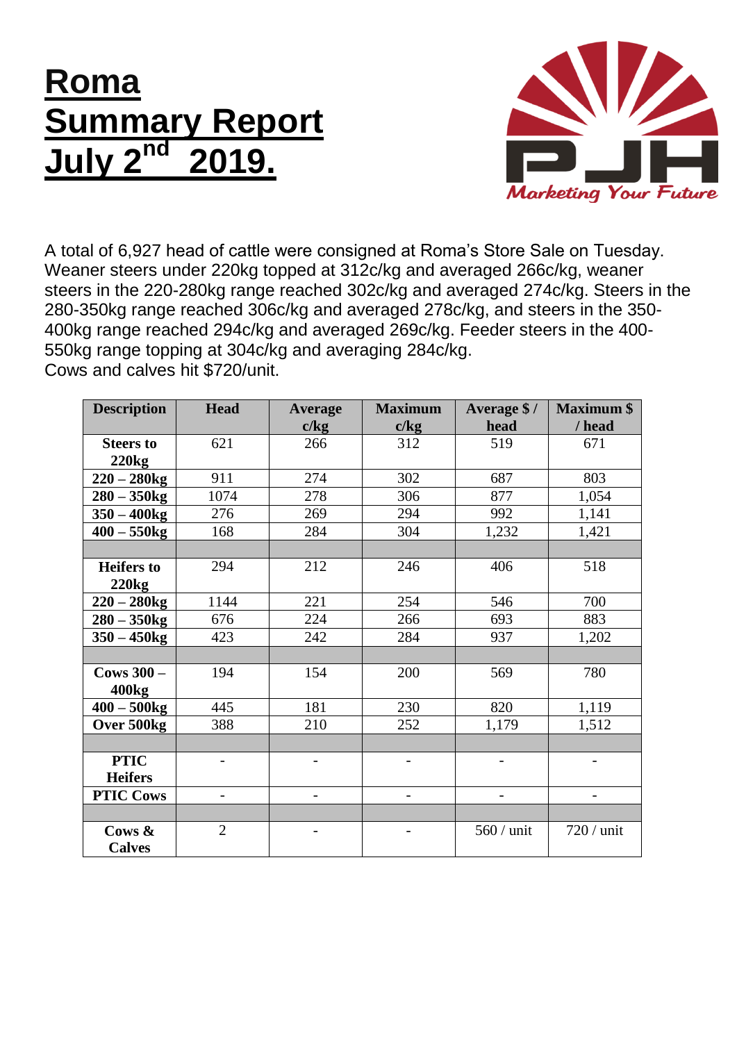# Roma Summary Report July 2nd 2019.

PJH

*Marketing Your Future*

A total of 6,927 head of cattle were consigned at Roma's Store Sale on Tuesday. Weaner steers under 220kg topped at 312c/kg and averaged 266c/kg, weaner steers in the 220-280kg range reached 302c/kg and averaged 274c/kg. Steers in the 280-350kg range reached 306c/kg and averaged 278c/kg, and steers in the 350-400kg range reached 294c/kg and averaged 269c/kg. Feeder steers in the 400-550kg range topping at 304c/kg and averaging 284c/kg.
Cows and calves hit $720/unit.

| Description | Head | Average c/kg | Maximum c/kg | Average $ / head | Maximum $ / head |
|---|---|---|---|---|---|
| **Steers to 220kg** | 621 | 266 | 312 | 519 | 671 |
| **220 – 280kg** | 911 | 274 | 302 | 687 | 803 |
| **280 – 350kg** | 1074 | 278 | 306 | 877 | 1,054 |
| **350 – 400kg** | 276 | 269 | 294 | 992 | 1,141 |
| **400 – 550kg** | 168 | 284 | 304 | 1,232 | 1,421 |
| | | | | | |
| **Heifers to 220kg** | 294 | 212 | 246 | 406 | 518 |
| **220 – 280kg** | 1144 | 221 | 254 | 546 | 700 |
| **280 – 350kg** | 676 | 224 | 266 | 693 | 883 |
| **350 – 450kg** | 423 | 242 | 284 | 937 | 1,202 |
| | | | | | |
| **Cows 300 – 400kg** | 194 | 154 | 200 | 569 | 780 |
| **400 – 500kg** | 445 | 181 | 230 | 820 | 1,119 |
| **Over 500kg** | 388 | 210 | 252 | 1,179 | 1,512 |
| | | | | | |
| **PTIC Heifers** | - | - | - | - | - |
| **PTIC Cows** | - | - | - | - | - |
| | | | | | |
| **Cows & Calves** | 2 | - | - | 560 / unit | 720 / unit |